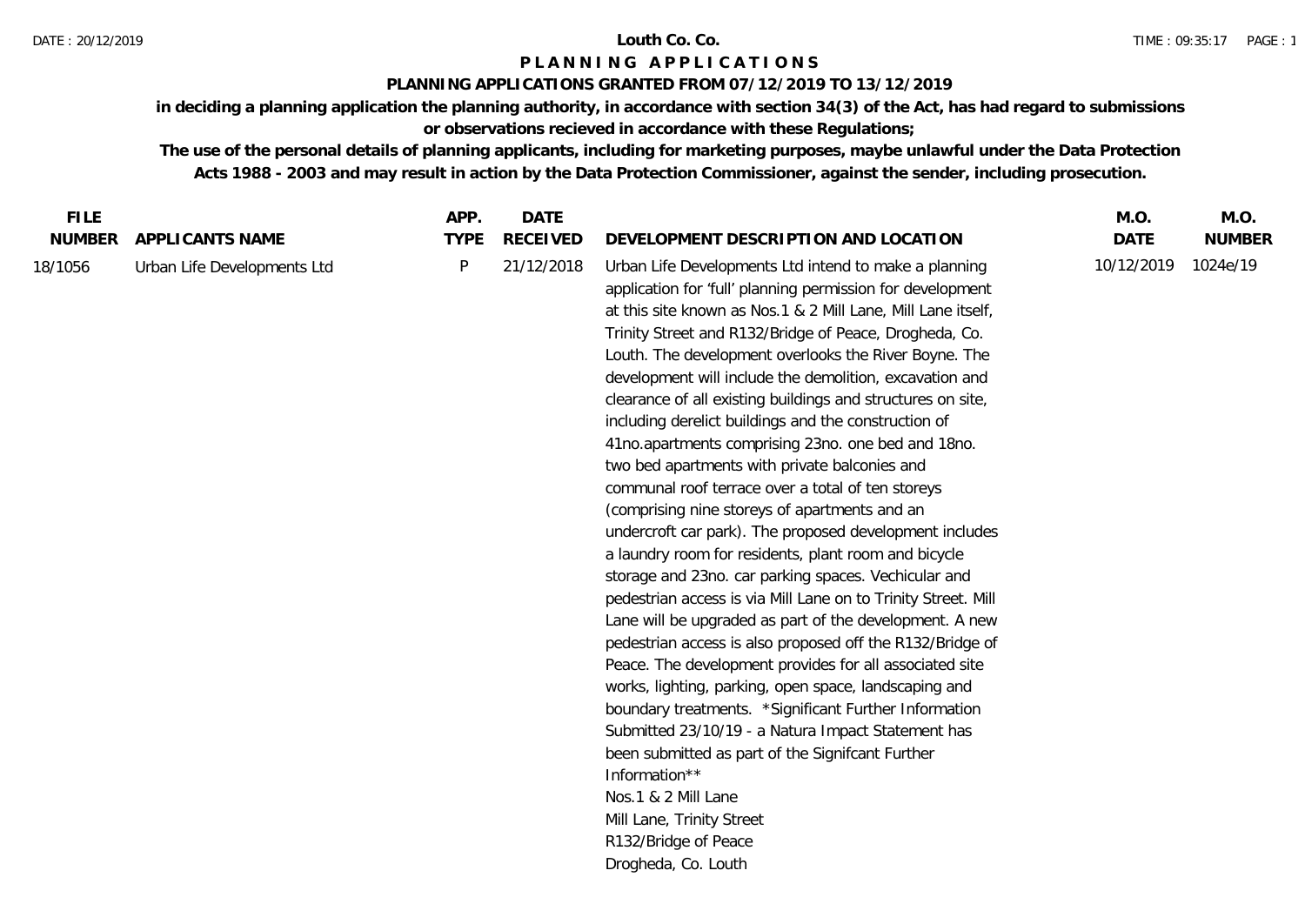# Louth Co. Co.

## P L A N N I N G   A P P L I C A T I O N S

### PLANNING APPLICATIONS GRANTED FROM 07/12/2019 TO 13/12/2019

**in deciding a planning application the planning authority, in accordance with section 34(3) of the Act, has had regard to submissions or observations recieved in accordance with these Regulations;**

**The use of the personal details of planning applicants, including for marketing purposes, maybe unlawful under the Data Protection Acts 1988 - 2003 and may result in action by the Data Protection Commissioner, against the sender, including prosecution.**

| FILE NUMBER | APPLICANTS NAME | APP. TYPE | DATE RECEIVED | DEVELOPMENT DESCRIPTION AND LOCATION | M.O. DATE | M.O. NUMBER |
|---|---|---|---|---|---|---|
| 18/1056 | Urban Life Developments Ltd | P | 21/12/2018 | Urban Life Developments Ltd intend to make a planning application for 'full' planning permission for development at this site known as Nos.1 & 2 Mill Lane, Mill Lane itself, Trinity Street and R132/Bridge of Peace, Drogheda, Co. Louth. The development overlooks the River Boyne. The development will include the demolition, excavation and clearance of all existing buildings and structures on site, including derelict buildings and the construction of 41no.apartments comprising 23no. one bed and 18no. two bed apartments with private balconies and communal roof terrace over a total of ten storeys (comprising nine storeys of apartments and an undercroft car park). The proposed development includes a laundry room for residents, plant room and bicycle storage and 23no. car parking spaces. Vechicular and pedestrian access is via Mill Lane on to Trinity Street. Mill Lane will be upgraded as part of the development. A new pedestrian access is also proposed off the R132/Bridge of Peace. The development provides for all associated site works, lighting, parking, open space, landscaping and boundary treatments. *Significant Further Information Submitted 23/10/19 - a Natura Impact Statement has been submitted as part of the Signifcant Further Information**<br>Nos.1 & 2 Mill Lane<br>Mill Lane, Trinity Street<br>R132/Bridge of Peace<br>Drogheda, Co. Louth | 10/12/2019 | 1024e/19 |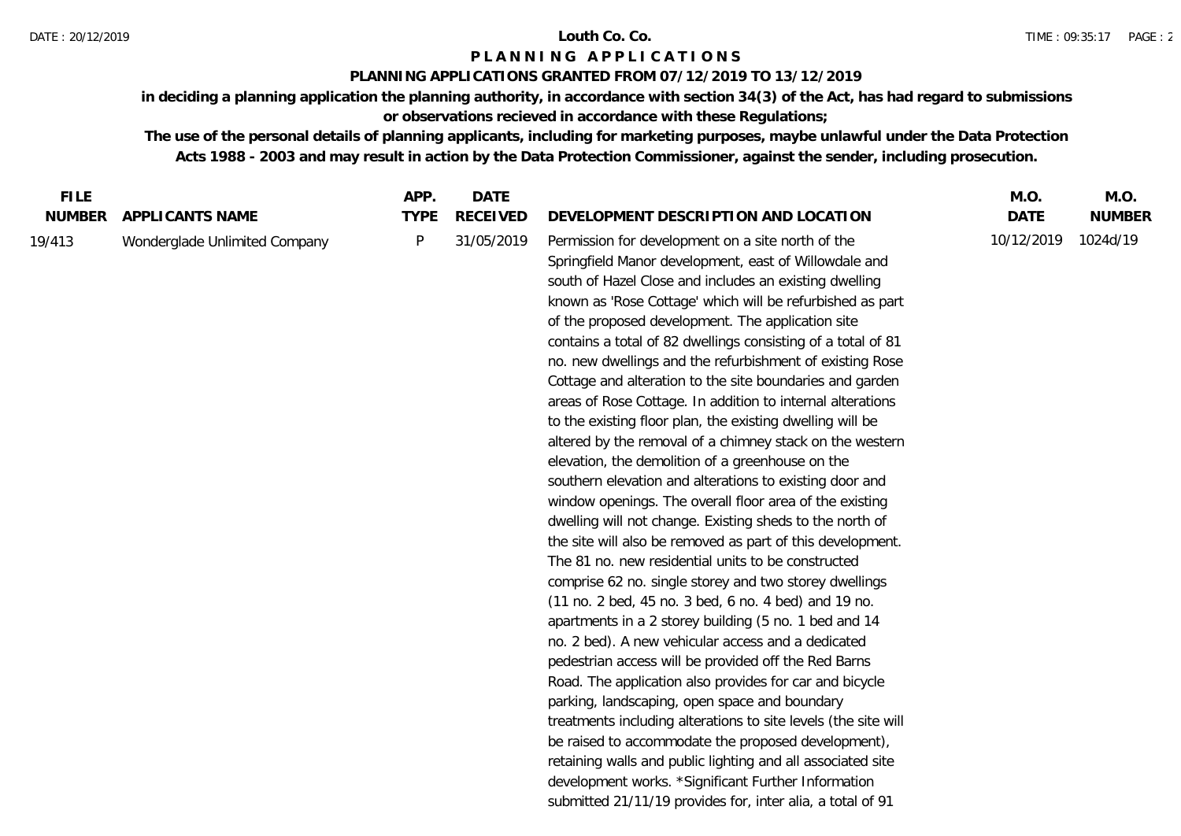**Louth Co. Co.**

# PLANNING APPLICATIONS

## PLANNING APPLICATIONS GRANTED FROM 07/12/2019 TO 13/12/2019

**in deciding a planning application the planning authority, in accordance with section 34(3) of the Act, has had regard to submissions or observations recieved in accordance with these Regulations;**

**The use of the personal details of planning applicants, including for marketing purposes, maybe unlawful under the Data Protection Acts 1988 - 2003 and may result in action by the Data Protection Commissioner, against the sender, including prosecution.**

| FILE NUMBER | APPLICANTS NAME | APP. TYPE | DATE RECEIVED | DEVELOPMENT DESCRIPTION AND LOCATION | M.O. DATE | M.O. NUMBER |
|---|---|---|---|---|---|---|
| 19/413 | Wonderglade Unlimited Company | P | 31/05/2019 | Permission for development on a site north of the Springfield Manor development, east of Willowdale and south of Hazel Close and includes an existing dwelling known as 'Rose Cottage' which will be refurbished as part of the proposed development. The application site contains a total of 82 dwellings consisting of a total of 81 no. new dwellings and the refurbishment of existing Rose Cottage and alteration to the site boundaries and garden areas of Rose Cottage. In addition to internal alterations to the existing floor plan, the existing dwelling will be altered by the removal of a chimney stack on the western elevation, the demolition of a greenhouse on the southern elevation and alterations to existing door and window openings. The overall floor area of the existing dwelling will not change. Existing sheds to the north of the site will also be removed as part of this development. The 81 no. new residential units to be constructed comprise 62 no. single storey and two storey dwellings (11 no. 2 bed, 45 no. 3 bed, 6 no. 4 bed) and 19 no. apartments in a 2 storey building (5 no. 1 bed and 14 no. 2 bed). A new vehicular access and a dedicated pedestrian access will be provided off the Red Barns Road. The application also provides for car and bicycle parking, landscaping, open space and boundary treatments including alterations to site levels (the site will be raised to accommodate the proposed development), retaining walls and public lighting and all associated site development works. *Significant Further Information submitted 21/11/19 provides for, inter alia, a total of 91 | 10/12/2019 | 1024d/19 |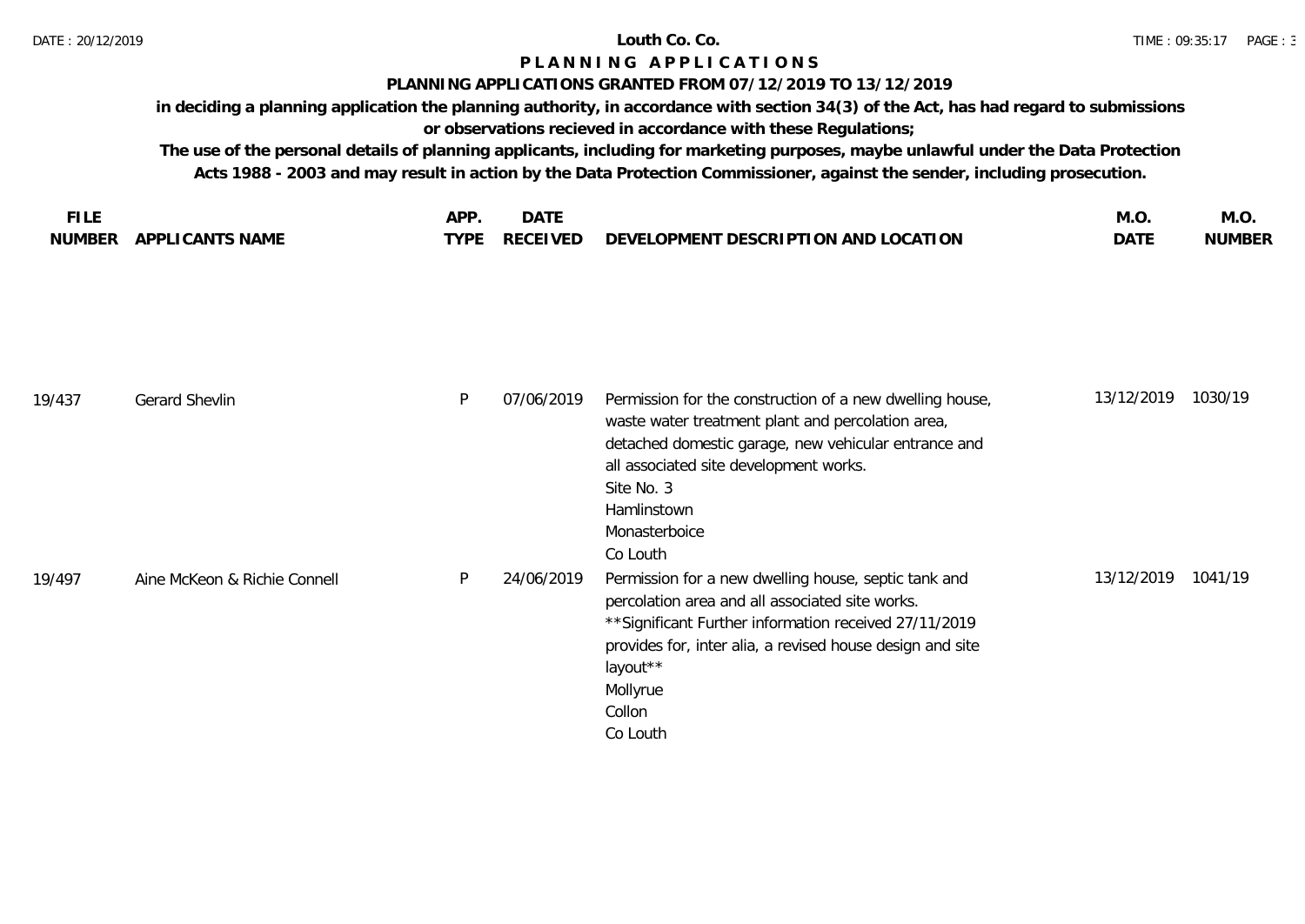**Louth Co. Co.**

# PLANNING APPLICATIONS

## PLANNING APPLICATIONS GRANTED FROM 07/12/2019 TO 13/12/2019

**in deciding a planning application the planning authority, in accordance with section 34(3) of the Act, has had regard to submissions or observations recieved in accordance with these Regulations;**

**The use of the personal details of planning applicants, including for marketing purposes, maybe unlawful under the Data Protection Acts 1988 - 2003 and may result in action by the Data Protection Commissioner, against the sender, including prosecution.**

| FILE NUMBER | APPLICANTS NAME | APP. TYPE | DATE RECEIVED | DEVELOPMENT DESCRIPTION AND LOCATION | M.O. DATE | M.O. NUMBER |
|---|---|---|---|---|---|---|
| 19/437 | Gerard Shevlin | P | 07/06/2019 | Permission for the construction of a new dwelling house, waste water treatment plant and percolation area, detached domestic garage, new vehicular entrance and all associated site development works.<br>Site No. 3<br>Hamlinstown<br>Monasterboice<br>Co Louth | 13/12/2019 | 1030/19 |
| 19/497 | Aine McKeon & Richie Connell | P | 24/06/2019 | Permission for a new dwelling house, septic tank and percolation area and all associated site works.<br>**Significant Further information received 27/11/2019 provides for, inter alia, a revised house design and site layout**<br>Mollyrue<br>Collon<br>Co Louth | 13/12/2019 | 1041/19 |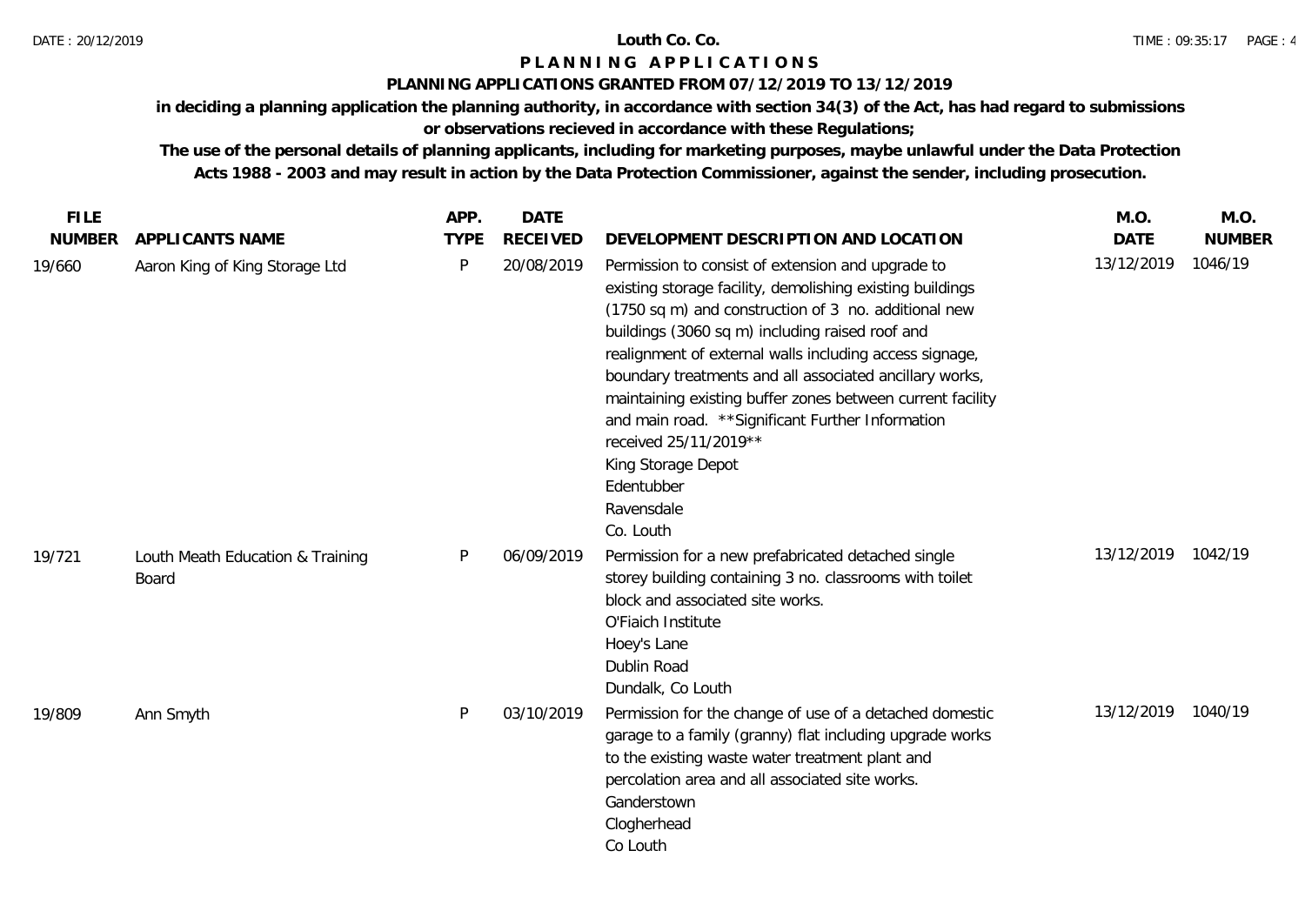# Louth Co. Co.

## PLANNING APPLICATIONS

### PLANNING APPLICATIONS GRANTED FROM 07/12/2019 TO 13/12/2019

**in deciding a planning application the planning authority, in accordance with section 34(3) of the Act, has had regard to submissions or observations recieved in accordance with these Regulations;**

**The use of the personal details of planning applicants, including for marketing purposes, maybe unlawful under the Data Protection Acts 1988 - 2003 and may result in action by the Data Protection Commissioner, against the sender, including prosecution.**

| FILE NUMBER | APPLICANTS NAME | APP. TYPE | DATE RECEIVED | DEVELOPMENT DESCRIPTION AND LOCATION | M.O. DATE | M.O. NUMBER |
|---|---|---|---|---|---|---|
| 19/660 | Aaron King of King Storage Ltd | P | 20/08/2019 | Permission to consist of extension and upgrade to existing storage facility, demolishing existing buildings (1750 sq m) and construction of 3 no. additional new buildings (3060 sq m) including raised roof and realignment of external walls including access signage, boundary treatments and all associated ancillary works, maintaining existing buffer zones between current facility and main road. **Significant Further Information received 25/11/2019** King Storage Depot Edentubber Ravensdale Co. Louth | 13/12/2019 | 1046/19 |
| 19/721 | Louth Meath Education & Training Board | P | 06/09/2019 | Permission for a new prefabricated detached single storey building containing 3 no. classrooms with toilet block and associated site works. O'Fiaich Institute Hoey's Lane Dublin Road Dundalk, Co Louth | 13/12/2019 | 1042/19 |
| 19/809 | Ann Smyth | P | 03/10/2019 | Permission for the change of use of a detached domestic garage to a family (granny) flat including upgrade works to the existing waste water treatment plant and percolation area and all associated site works. Ganderstown Clogherhead Co Louth | 13/12/2019 | 1040/19 |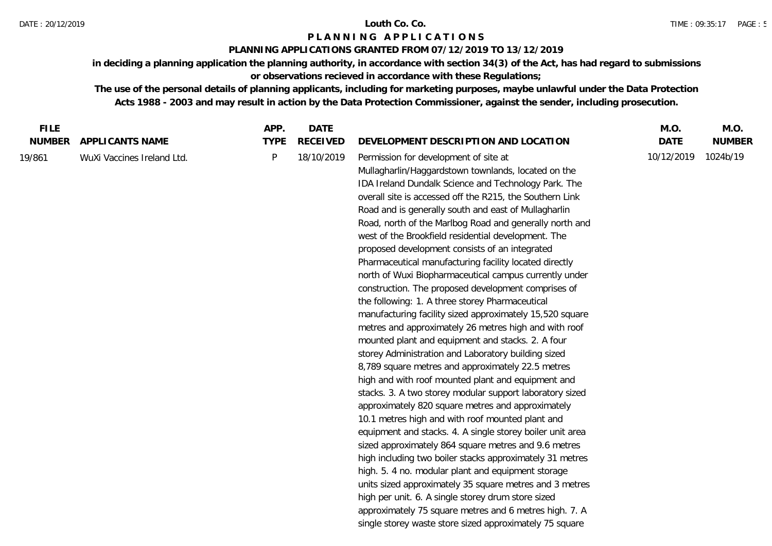Louth Co. Co.

# PLANNING APPLICATIONS

## PLANNING APPLICATIONS GRANTED FROM 07/12/2019 TO 13/12/2019

**in deciding a planning application the planning authority, in accordance with section 34(3) of the Act, has had regard to submissions or observations recieved in accordance with these Regulations;**

**The use of the personal details of planning applicants, including for marketing purposes, maybe unlawful under the Data Protection Acts 1988 - 2003 and may result in action by the Data Protection Commissioner, against the sender, including prosecution.**

| FILE NUMBER | APPLICANTS NAME | APP. TYPE | DATE RECEIVED | DEVELOPMENT DESCRIPTION AND LOCATION | M.O. DATE | M.O. NUMBER |
|---|---|---|---|---|---|---|
| 19/861 | WuXi Vaccines Ireland Ltd. | P | 18/10/2019 | Permission for development of site at Mullagharlin/Haggardstown townlands, located on the IDA Ireland Dundalk Science and Technology Park. The overall site is accessed off the R215, the Southern Link Road and is generally south and east of Mullagharlin Road, north of the Marlbog Road and generally north and west of the Brookfield residential development. The proposed development consists of an integrated Pharmaceutical manufacturing facility located directly north of Wuxi Biopharmaceutical campus currently under construction. The proposed development comprises of the following: 1. A three storey Pharmaceutical manufacturing facility sized approximately 15,520 square metres and approximately 26 metres high and with roof mounted plant and equipment and stacks. 2. A four storey Administration and Laboratory building sized 8,789 square metres and approximately 22.5 metres high and with roof mounted plant and equipment and stacks. 3. A two storey modular support laboratory sized approximately 820 square metres and approximately 10.1 metres high and with roof mounted plant and equipment and stacks. 4. A single storey boiler unit area sized approximately 864 square metres and 9.6 metres high including two boiler stacks approximately 31 metres high. 5. 4 no. modular plant and equipment storage units sized approximately 35 square metres and 3 metres high per unit. 6. A single storey drum store sized approximately 75 square metres and 6 metres high. 7. A single storey waste store sized approximately 75 square | 10/12/2019 | 1024b/19 |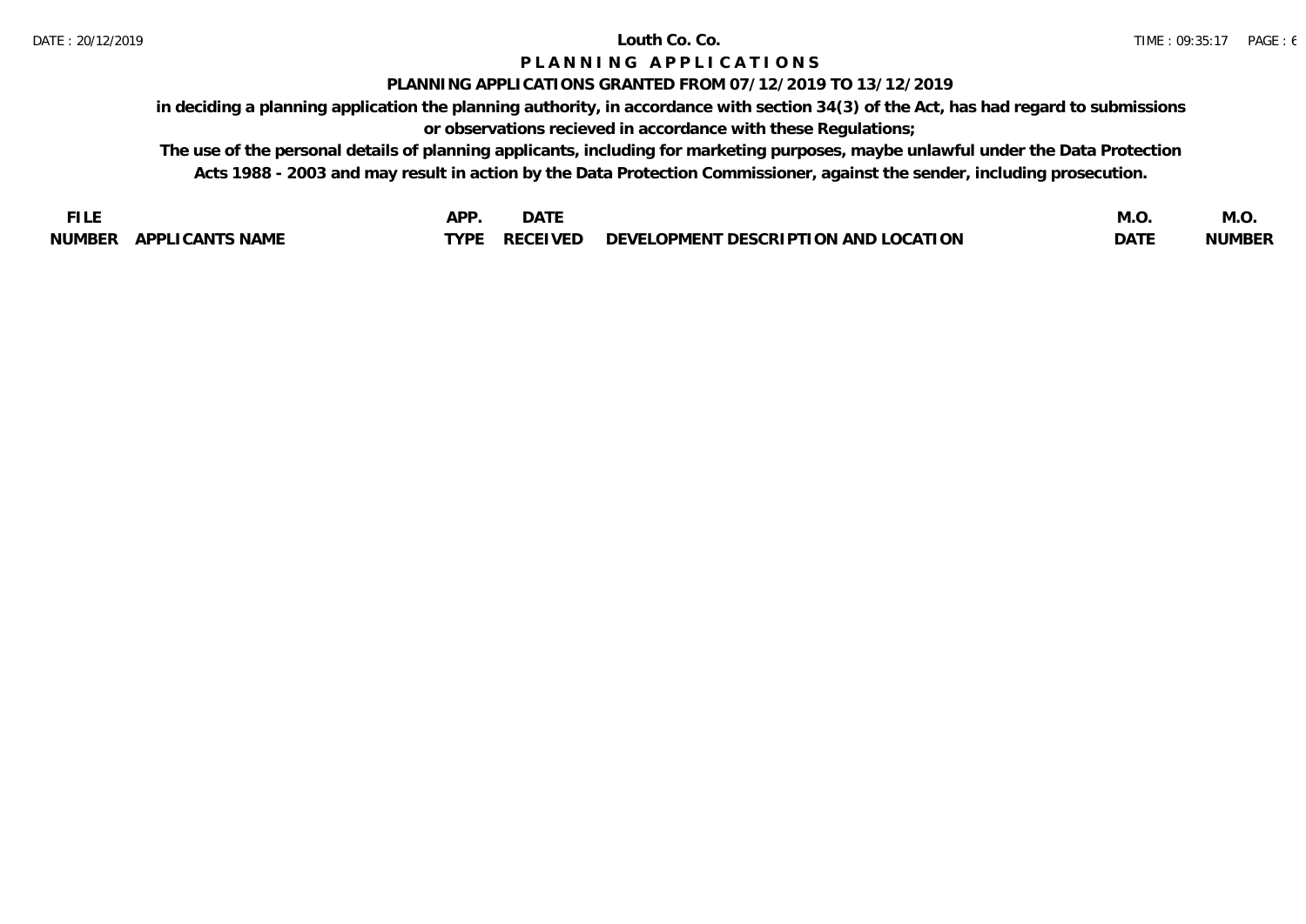# Louth Co. Co.

## P L A N N I N G   A P P L I C A T I O N S

**PLANNING APPLICATIONS GRANTED FROM 07/12/2019 TO 13/12/2019**

**in deciding a planning application the planning authority, in accordance with section 34(3) of the Act, has had regard to submissions or observations recieved in accordance with these Regulations;**

**The use of the personal details of planning applicants, including for marketing purposes, maybe unlawful under the Data Protection Acts 1988 - 2003 and may result in action by the Data Protection Commissioner, against the sender, including prosecution.**

| FILE NUMBER | APPLICANTS NAME | APP. TYPE | DATE RECEIVED | DEVELOPMENT DESCRIPTION AND LOCATION | M.O. DATE | M.O. NUMBER |
|---|---|---|---|---|---|---|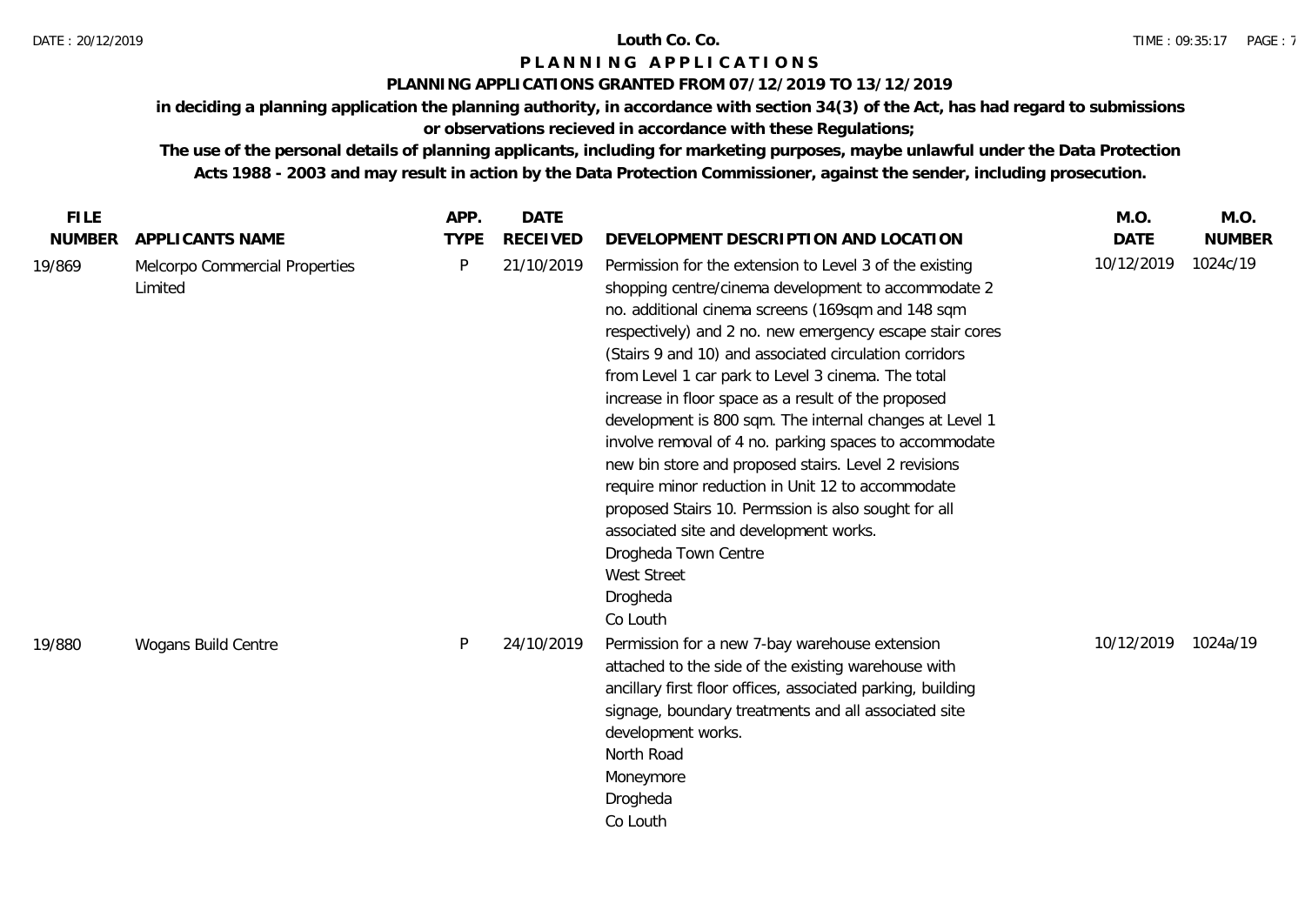# Louth Co. Co.

## P L A N N I N G  A P P L I C A T I O N S

### PLANNING APPLICATIONS GRANTED FROM 07/12/2019 TO 13/12/2019

**in deciding a planning application the planning authority, in accordance with section 34(3) of the Act, has had regard to submissions or observations recieved in accordance with these Regulations;**

**The use of the personal details of planning applicants, including for marketing purposes, maybe unlawful under the Data Protection Acts 1988 - 2003 and may result in action by the Data Protection Commissioner, against the sender, including prosecution.**

| FILE NUMBER | APPLICANTS NAME | APP. TYPE | DATE RECEIVED | DEVELOPMENT DESCRIPTION AND LOCATION | M.O. DATE | M.O. NUMBER |
|---|---|---|---|---|---|---|
| 19/869 | Melcorpo Commercial Properties Limited | P | 21/10/2019 | Permission for the extension to Level 3 of the existing shopping centre/cinema development to accommodate 2 no. additional cinema screens (169sqm and 148 sqm respectively) and 2 no. new emergency escape stair cores (Stairs 9 and 10) and associated circulation corridors from Level 1 car park to Level 3 cinema. The total increase in floor space as a result of the proposed development is 800 sqm. The internal changes at Level 1 involve removal of 4 no. parking spaces to accommodate new bin store and proposed stairs. Level 2 revisions require minor reduction in Unit 12 to accommodate proposed Stairs 10. Permssion is also sought for all associated site and development works.<br>Drogheda Town Centre<br>West Street<br>Drogheda<br>Co Louth | 10/12/2019 | 1024c/19 |
| 19/880 | Wogans Build Centre | P | 24/10/2019 | Permission for a new 7-bay warehouse extension attached to the side of the existing warehouse with ancillary first floor offices, associated parking, building signage, boundary treatments and all associated site development works.<br>North Road<br>Moneymore<br>Drogheda<br>Co Louth | 10/12/2019 | 1024a/19 |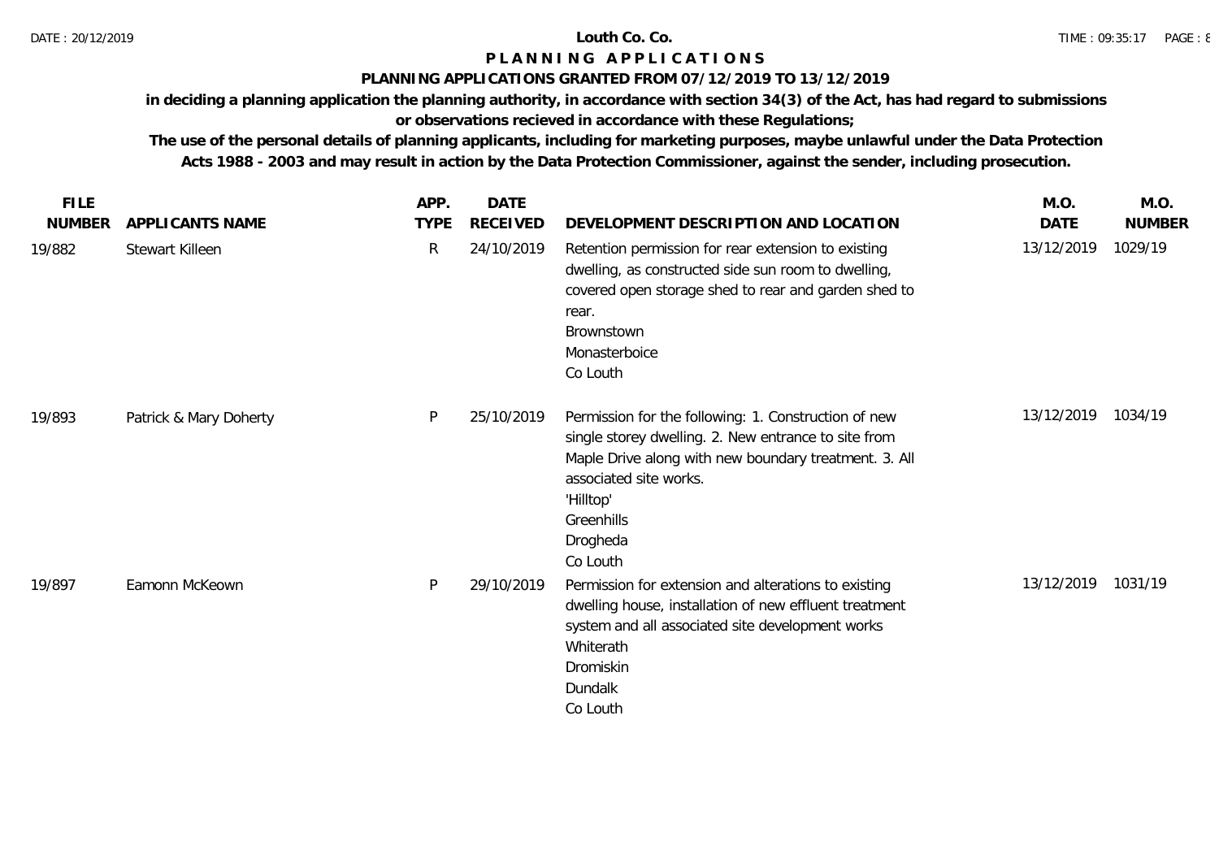**Louth Co. Co.**

# PLANNING APPLICATIONS

## PLANNING APPLICATIONS GRANTED FROM 07/12/2019 TO 13/12/2019

**in deciding a planning application the planning authority, in accordance with section 34(3) of the Act, has had regard to submissions or observations recieved in accordance with these Regulations;**

**The use of the personal details of planning applicants, including for marketing purposes, maybe unlawful under the Data Protection Acts 1988 - 2003 and may result in action by the Data Protection Commissioner, against the sender, including prosecution.**

| FILE NUMBER | APPLICANTS NAME | APP. TYPE | DATE RECEIVED | DEVELOPMENT DESCRIPTION AND LOCATION | M.O. DATE | M.O. NUMBER |
|---|---|---|---|---|---|---|
| 19/882 | Stewart Killeen | R | 24/10/2019 | Retention permission for rear extension to existing dwelling, as constructed side sun room to dwelling, covered open storage shed to rear and garden shed to rear.<br>Brownstown<br>Monasterboice<br>Co Louth | 13/12/2019 | 1029/19 |
| 19/893 | Patrick & Mary Doherty | P | 25/10/2019 | Permission for the following: 1. Construction of new single storey dwelling. 2. New entrance to site from Maple Drive along with new boundary treatment. 3. All associated site works.<br>'Hilltop'<br>Greenhills<br>Drogheda<br>Co Louth | 13/12/2019 | 1034/19 |
| 19/897 | Eamonn McKeown | P | 29/10/2019 | Permission for extension and alterations to existing dwelling house, installation of new effluent treatment system and all associated site development works<br>Whiterath<br>Dromiskin<br>Dundalk<br>Co Louth | 13/12/2019 | 1031/19 |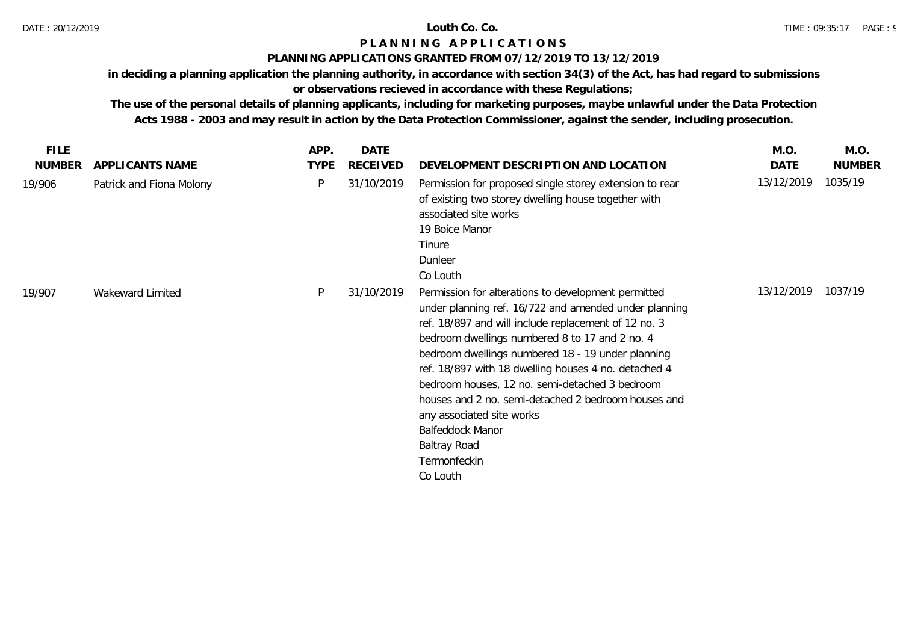**Louth Co. Co.**

**P L A N N I N G   A P P L I C A T I O N S**

**PLANNING APPLICATIONS GRANTED FROM 07/12/2019 TO 13/12/2019**

**in deciding a planning application the planning authority, in accordance with section 34(3) of the Act, has had regard to submissions or observations recieved in accordance with these Regulations;**

**The use of the personal details of planning applicants, including for marketing purposes, maybe unlawful under the Data Protection Acts 1988 - 2003 and may result in action by the Data Protection Commissioner, against the sender, including prosecution.**

| FILE NUMBER | APPLICANTS NAME | APP. TYPE | DATE RECEIVED | DEVELOPMENT DESCRIPTION AND LOCATION | M.O. DATE | M.O. NUMBER |
|---|---|---|---|---|---|---|
| 19/906 | Patrick and Fiona Molony | P | 31/10/2019 | Permission for proposed single storey extension to rear of existing two storey dwelling house together with associated site works<br>19 Boice Manor<br>Tinure<br>Dunleer<br>Co Louth | 13/12/2019 | 1035/19 |
| 19/907 | Wakeward Limited | P | 31/10/2019 | Permission for alterations to development permitted under planning ref. 16/722 and amended under planning ref. 18/897 and will include replacement of 12 no. 3 bedroom dwellings numbered 8 to 17 and 2 no. 4 bedroom dwellings numbered 18 - 19 under planning ref. 18/897 with 18 dwelling houses 4 no. detached 4 bedroom houses, 12 no. semi-detached 3 bedroom houses and 2 no. semi-detached 2 bedroom houses and any associated site works<br>Balfeddock Manor<br>Baltray Road<br>Termonfeckin<br>Co Louth | 13/12/2019 | 1037/19 |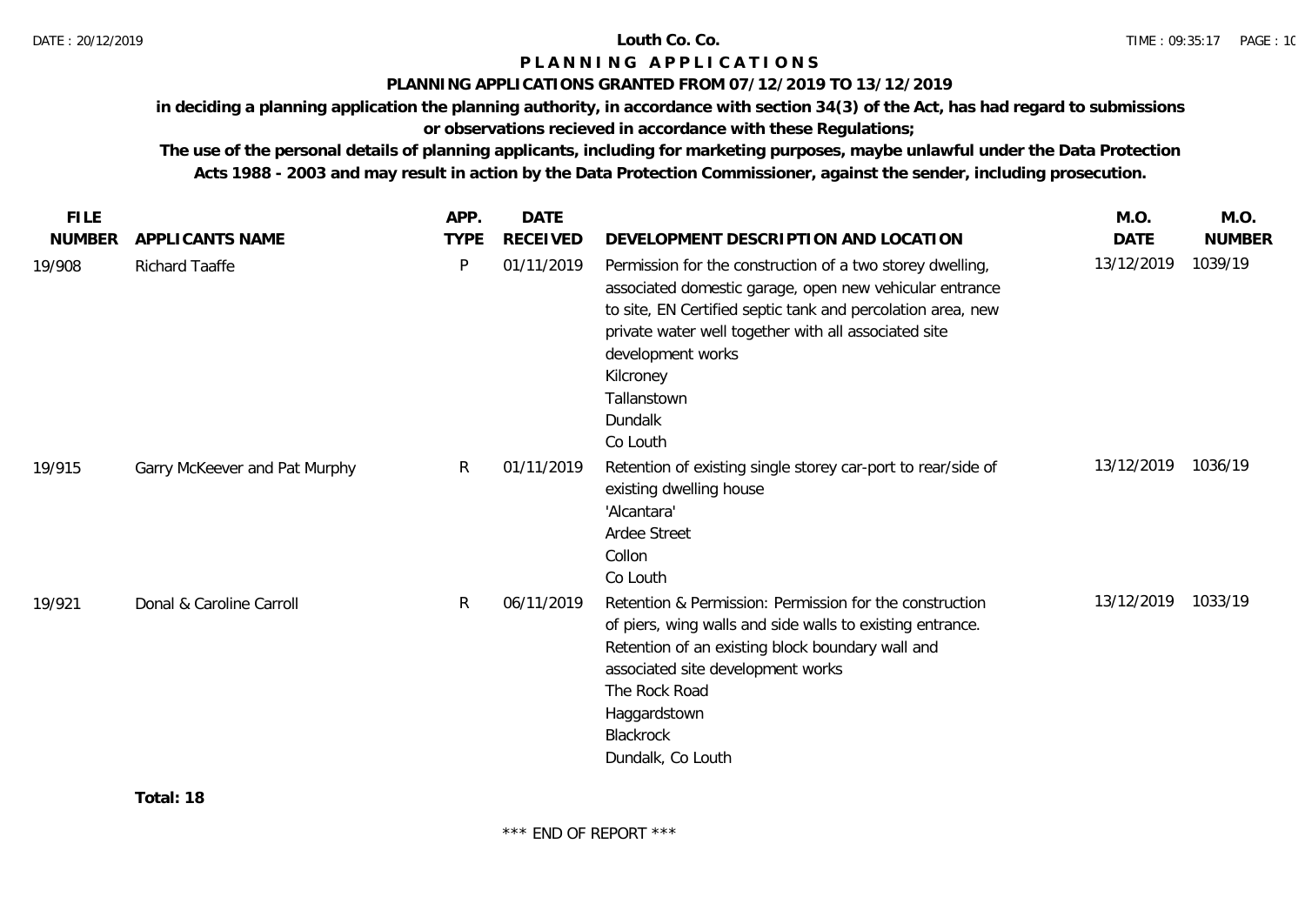**Louth Co. Co.**

**P L A N N I N G   A P P L I C A T I O N S**

**PLANNING APPLICATIONS GRANTED FROM 07/12/2019 TO 13/12/2019**

**in deciding a planning application the planning authority, in accordance with section 34(3) of the Act, has had regard to submissions or observations recieved in accordance with these Regulations;**

**The use of the personal details of planning applicants, including for marketing purposes, maybe unlawful under the Data Protection Acts 1988 - 2003 and may result in action by the Data Protection Commissioner, against the sender, including prosecution.**

| FILE NUMBER | APPLICANTS NAME | APP. TYPE | DATE RECEIVED | DEVELOPMENT DESCRIPTION AND LOCATION | M.O. DATE | M.O. NUMBER |
|---|---|---|---|---|---|---|
| 19/908 | Richard Taaffe | P | 01/11/2019 | Permission for the construction of a two storey dwelling, associated domestic garage, open new vehicular entrance to site, EN Certified septic tank and percolation area, new private water well together with all associated site development works<br>Kilcroney<br>Tallanstown<br>Dundalk<br>Co Louth | 13/12/2019 | 1039/19 |
| 19/915 | Garry McKeever and Pat Murphy | R | 01/11/2019 | Retention of existing single storey car-port to rear/side of existing dwelling house<br>'Alcantara'<br>Ardee Street<br>Collon<br>Co Louth | 13/12/2019 | 1036/19 |
| 19/921 | Donal & Caroline Carroll | R | 06/11/2019 | Retention & Permission: Permission for the construction of piers, wing walls and side walls to existing entrance. Retention of an existing block boundary wall and associated site development works<br>The Rock Road<br>Haggardstown<br>Blackrock<br>Dundalk, Co Louth | 13/12/2019 | 1033/19 |

**Total: 18**

\*\*\* END OF REPORT \*\*\*